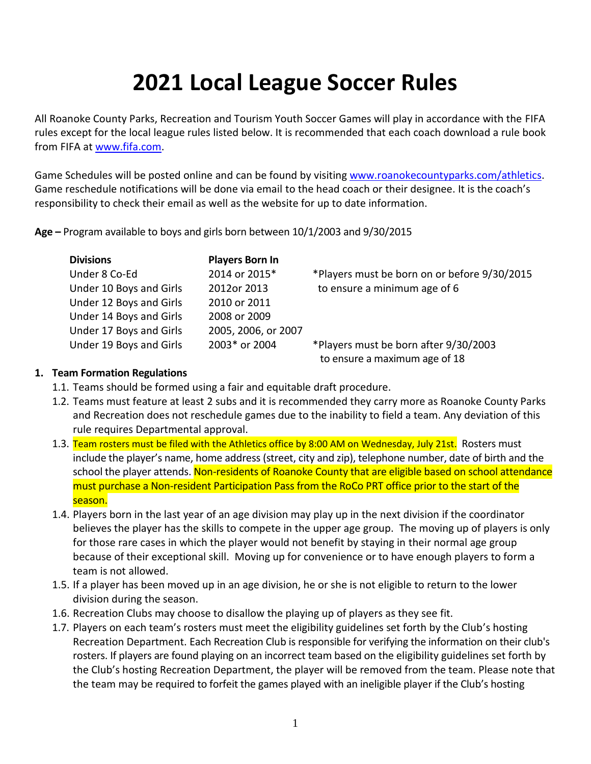# 2021 Local League Soccer Rules

All Roanoke County Parks, Recreation and Tourism Youth Soccer Games will play in accordance with the FIFA rules except for the local league rules listed below. It is recommended that each coach download a rule book from FIFA at www.fifa.com.

Game Schedules will be posted online and can be found by visiting www.roanokecountyparks.com/athletics. Game reschedule notifications will be done via email to the head coach or their designee. It is the coach's responsibility to check their email as well as the website for up to date information.

**Age –** Program available to boys and girls born between 10/1/2003 and 9/30/2015

| Divisions | Players Born In | |
|---|---|---|
| Under 8 Co-Ed | 2014 or 2015* | *Players must be born on or before 9/30/2015 to ensure a minimum age of 6 |
| Under 10 Boys and Girls | 2012or 2013 | |
| Under 12 Boys and Girls | 2010 or 2011 | |
| Under 14 Boys and Girls | 2008 or 2009 | |
| Under 17 Boys and Girls | 2005, 2006, or 2007 | |
| Under 19 Boys and Girls | 2003* or 2004 | *Players must be born after 9/30/2003 to ensure a maximum age of 18 |

**1. Team Formation Regulations**

1.1. Teams should be formed using a fair and equitable draft procedure.

1.2. Teams must feature at least 2 subs and it is recommended they carry more as Roanoke County Parks and Recreation does not reschedule games due to the inability to field a team. Any deviation of this rule requires Departmental approval.

1.3. Team rosters must be filed with the Athletics office by 8:00 AM on Wednesday, July 21st. Rosters must include the player's name, home address (street, city and zip), telephone number, date of birth and the school the player attends. Non-residents of Roanoke County that are eligible based on school attendance must purchase a Non-resident Participation Pass from the RoCo PRT office prior to the start of the season.

1.4. Players born in the last year of an age division may play up in the next division if the coordinator believes the player has the skills to compete in the upper age group. The moving up of players is only for those rare cases in which the player would not benefit by staying in their normal age group because of their exceptional skill. Moving up for convenience or to have enough players to form a team is not allowed.

1.5. If a player has been moved up in an age division, he or she is not eligible to return to the lower division during the season.

1.6. Recreation Clubs may choose to disallow the playing up of players as they see fit.

1.7. Players on each team's rosters must meet the eligibility guidelines set forth by the Club's hosting Recreation Department. Each Recreation Club is responsible for verifying the information on their club's rosters. If players are found playing on an incorrect team based on the eligibility guidelines set forth by the Club's hosting Recreation Department, the player will be removed from the team. Please note that the team may be required to forfeit the games played with an ineligible player if the Club's hosting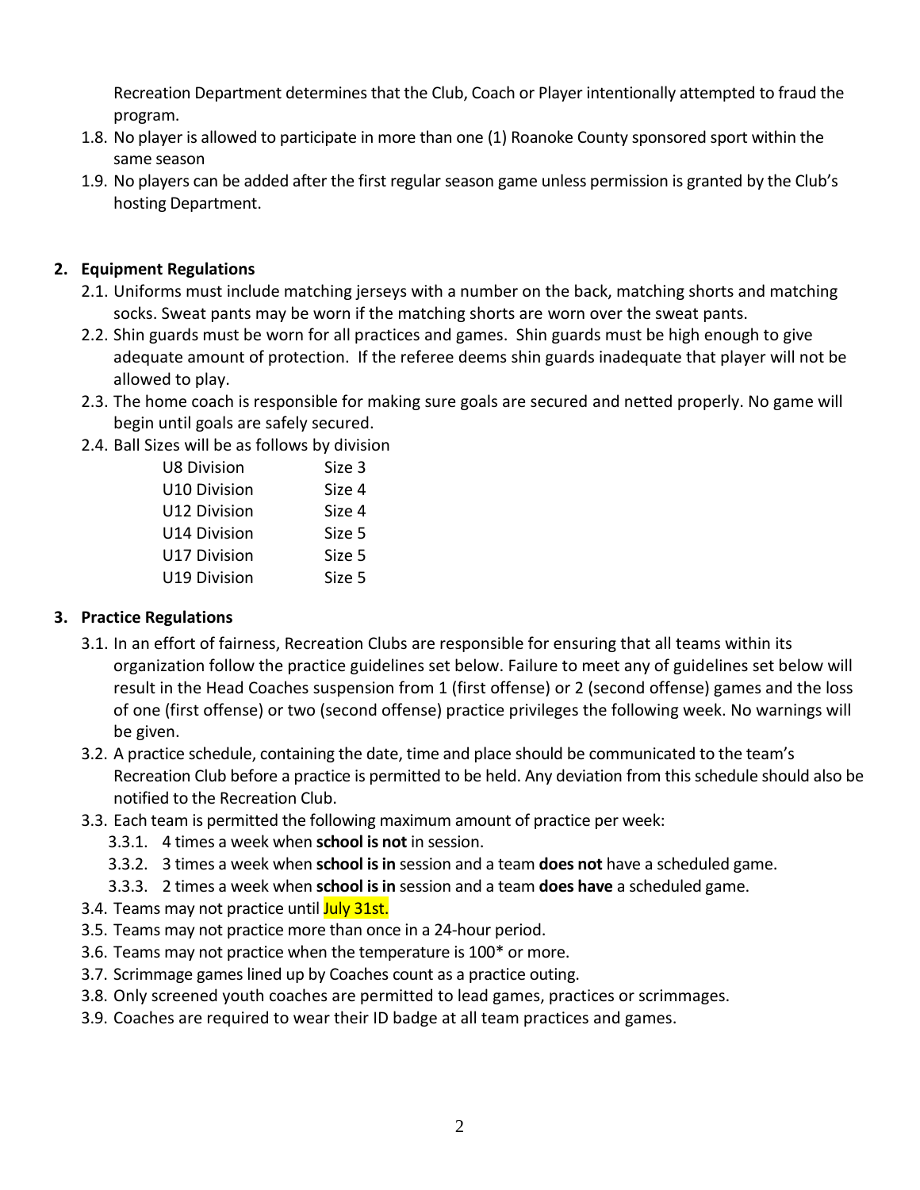Recreation Department determines that the Club, Coach or Player intentionally attempted to fraud the program.

1.8. No player is allowed to participate in more than one (1) Roanoke County sponsored sport within the same season

1.9. No players can be added after the first regular season game unless permission is granted by the Club's hosting Department.

**2. Equipment Regulations**

2.1. Uniforms must include matching jerseys with a number on the back, matching shorts and matching socks. Sweat pants may be worn if the matching shorts are worn over the sweat pants.

2.2. Shin guards must be worn for all practices and games. Shin guards must be high enough to give adequate amount of protection. If the referee deems shin guards inadequate that player will not be allowed to play.

2.3. The home coach is responsible for making sure goals are secured and netted properly. No game will begin until goals are safely secured.

2.4. Ball Sizes will be as follows by division

| | |
|---|---|
| U8 Division | Size 3 |
| U10 Division | Size 4 |
| U12 Division | Size 4 |
| U14 Division | Size 5 |
| U17 Division | Size 5 |
| U19 Division | Size 5 |

**3. Practice Regulations**

3.1. In an effort of fairness, Recreation Clubs are responsible for ensuring that all teams within its organization follow the practice guidelines set below. Failure to meet any of guidelines set below will result in the Head Coaches suspension from 1 (first offense) or 2 (second offense) games and the loss of one (first offense) or two (second offense) practice privileges the following week. No warnings will be given.

3.2. A practice schedule, containing the date, time and place should be communicated to the team's Recreation Club before a practice is permitted to be held. Any deviation from this schedule should also be notified to the Recreation Club.

3.3. Each team is permitted the following maximum amount of practice per week:

3.3.1. 4 times a week when **school is not** in session.

3.3.2. 3 times a week when **school is in** session and a team **does not** have a scheduled game.

3.3.3. 2 times a week when **school is in** session and a team **does have** a scheduled game.

3.4. Teams may not practice until July 31st.

3.5. Teams may not practice more than once in a 24-hour period.

3.6. Teams may not practice when the temperature is 100* or more.

3.7. Scrimmage games lined up by Coaches count as a practice outing.

3.8. Only screened youth coaches are permitted to lead games, practices or scrimmages.

3.9. Coaches are required to wear their ID badge at all team practices and games.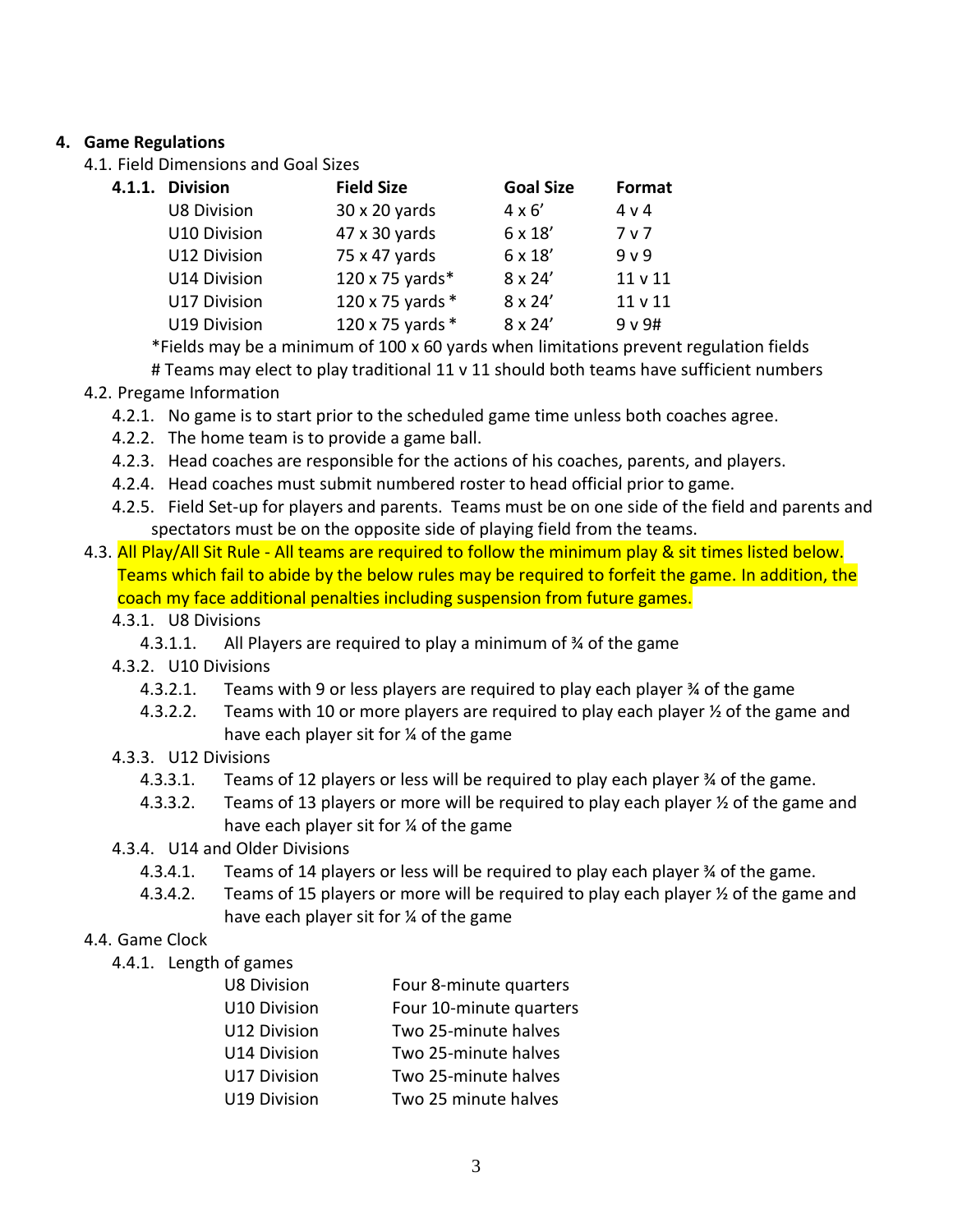## 4. Game Regulations

4.1. Field Dimensions and Goal Sizes

4.1.1.

| Division | Field Size | Goal Size | Format |
|---|---|---|---|
| U8 Division | 30 x 20 yards | 4 x 6' | 4 v 4 |
| U10 Division | 47 x 30 yards | 6 x 18' | 7 v 7 |
| U12 Division | 75 x 47 yards | 6 x 18' | 9 v 9 |
| U14 Division | 120 x 75 yards* | 8 x 24' | 11 v 11 |
| U17 Division | 120 x 75 yards * | 8 x 24' | 11 v 11 |
| U19 Division | 120 x 75 yards * | 8 x 24' | 9 v 9# |

*Fields may be a minimum of 100 x 60 yards when limitations prevent regulation fields

# Teams may elect to play traditional 11 v 11 should both teams have sufficient numbers

4.2. Pregame Information

- 4.2.1. No game is to start prior to the scheduled game time unless both coaches agree.
- 4.2.2. The home team is to provide a game ball.
- 4.2.3. Head coaches are responsible for the actions of his coaches, parents, and players.
- 4.2.4. Head coaches must submit numbered roster to head official prior to game.
- 4.2.5. Field Set-up for players and parents. Teams must be on one side of the field and parents and spectators must be on the opposite side of playing field from the teams.

4.3. All Play/All Sit Rule - All teams are required to follow the minimum play & sit times listed below. Teams which fail to abide by the below rules may be required to forfeit the game. In addition, the coach my face additional penalties including suspension from future games.

- 4.3.1. U8 Divisions
  - 4.3.1.1. All Players are required to play a minimum of ¾ of the game
- 4.3.2. U10 Divisions
  - 4.3.2.1. Teams with 9 or less players are required to play each player ¾ of the game
  - 4.3.2.2. Teams with 10 or more players are required to play each player ½ of the game and have each player sit for ¼ of the game
- 4.3.3. U12 Divisions
  - 4.3.3.1. Teams of 12 players or less will be required to play each player ¾ of the game.
  - 4.3.3.2. Teams of 13 players or more will be required to play each player ½ of the game and have each player sit for ¼ of the game
- 4.3.4. U14 and Older Divisions
  - 4.3.4.1. Teams of 14 players or less will be required to play each player ¾ of the game.
  - 4.3.4.2. Teams of 15 players or more will be required to play each player ½ of the game and have each player sit for ¼ of the game

4.4. Game Clock

4.4.1. Length of games

| | |
|---|---|
| U8 Division | Four 8-minute quarters |
| U10 Division | Four 10-minute quarters |
| U12 Division | Two 25-minute halves |
| U14 Division | Two 25-minute halves |
| U17 Division | Two 25-minute halves |
| U19 Division | Two 25 minute halves |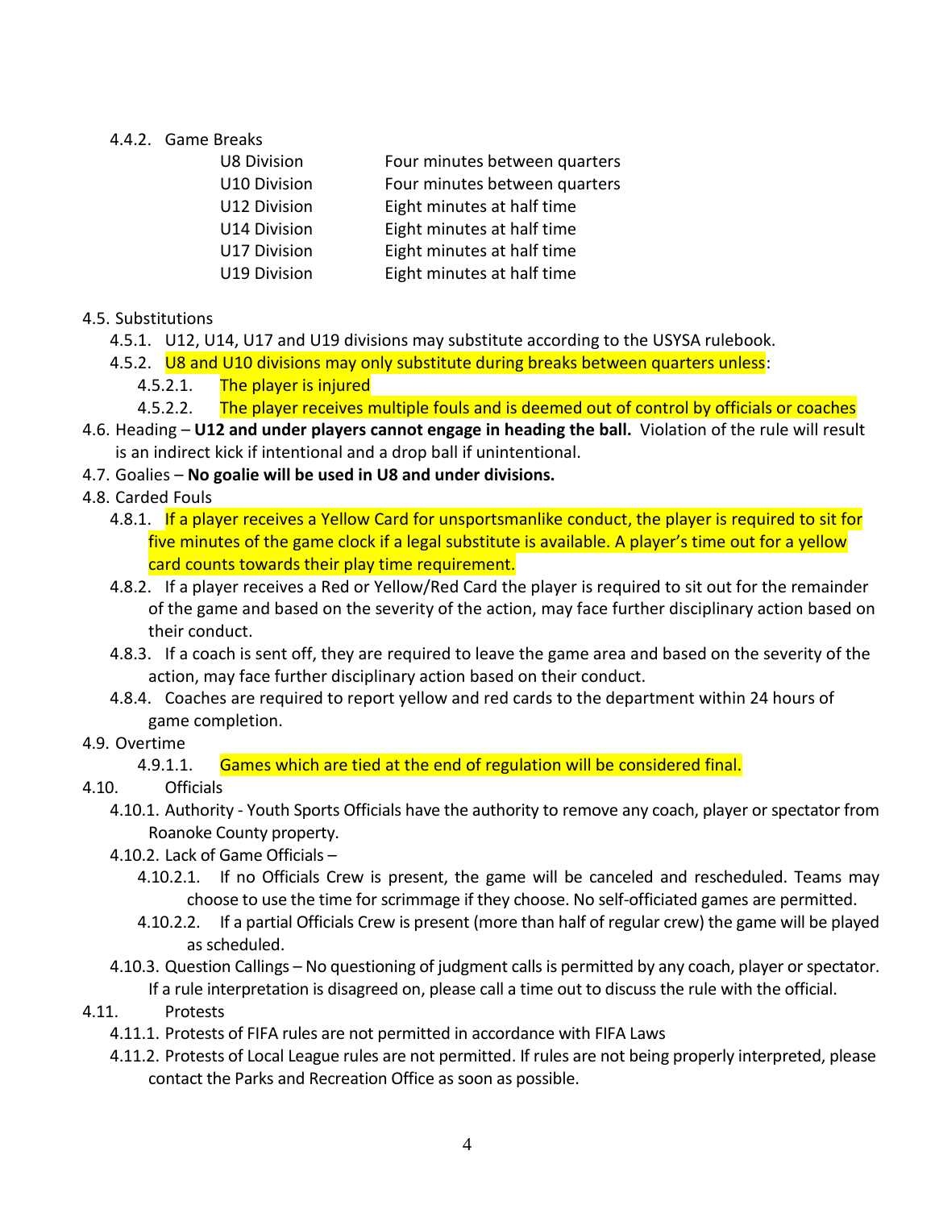4.4.2. Game Breaks

| | |
|---|---|
| U8 Division | Four minutes between quarters |
| U10 Division | Four minutes between quarters |
| U12 Division | Eight minutes at half time |
| U14 Division | Eight minutes at half time |
| U17 Division | Eight minutes at half time |
| U19 Division | Eight minutes at half time |

4.5. Substitutions

- 4.5.1. U12, U14, U17 and U19 divisions may substitute according to the USYSA rulebook.
- 4.5.2. U8 and U10 divisions may only substitute during breaks between quarters unless:
  - 4.5.2.1. The player is injured
  - 4.5.2.2. The player receives multiple fouls and is deemed out of control by officials or coaches

4.6. Heading – **U12 and under players cannot engage in heading the ball.** Violation of the rule will result is an indirect kick if intentional and a drop ball if unintentional.

4.7. Goalies – **No goalie will be used in U8 and under divisions.**

4.8. Carded Fouls

- 4.8.1. If a player receives a Yellow Card for unsportsmanlike conduct, the player is required to sit for five minutes of the game clock if a legal substitute is available. A player's time out for a yellow card counts towards their play time requirement.
- 4.8.2. If a player receives a Red or Yellow/Red Card the player is required to sit out for the remainder of the game and based on the severity of the action, may face further disciplinary action based on their conduct.
- 4.8.3. If a coach is sent off, they are required to leave the game area and based on the severity of the action, may face further disciplinary action based on their conduct.
- 4.8.4. Coaches are required to report yellow and red cards to the department within 24 hours of game completion.

4.9. Overtime

- 4.9.1.1. Games which are tied at the end of regulation will be considered final.

4.10. Officials

- 4.10.1. Authority - Youth Sports Officials have the authority to remove any coach, player or spectator from Roanoke County property.
- 4.10.2. Lack of Game Officials –
  - 4.10.2.1. If no Officials Crew is present, the game will be canceled and rescheduled. Teams may choose to use the time for scrimmage if they choose. No self-officiated games are permitted.
  - 4.10.2.2. If a partial Officials Crew is present (more than half of regular crew) the game will be played as scheduled.
- 4.10.3. Question Callings – No questioning of judgment calls is permitted by any coach, player or spectator. If a rule interpretation is disagreed on, please call a time out to discuss the rule with the official.

4.11. Protests

- 4.11.1. Protests of FIFA rules are not permitted in accordance with FIFA Laws
- 4.11.2. Protests of Local League rules are not permitted. If rules are not being properly interpreted, please contact the Parks and Recreation Office as soon as possible.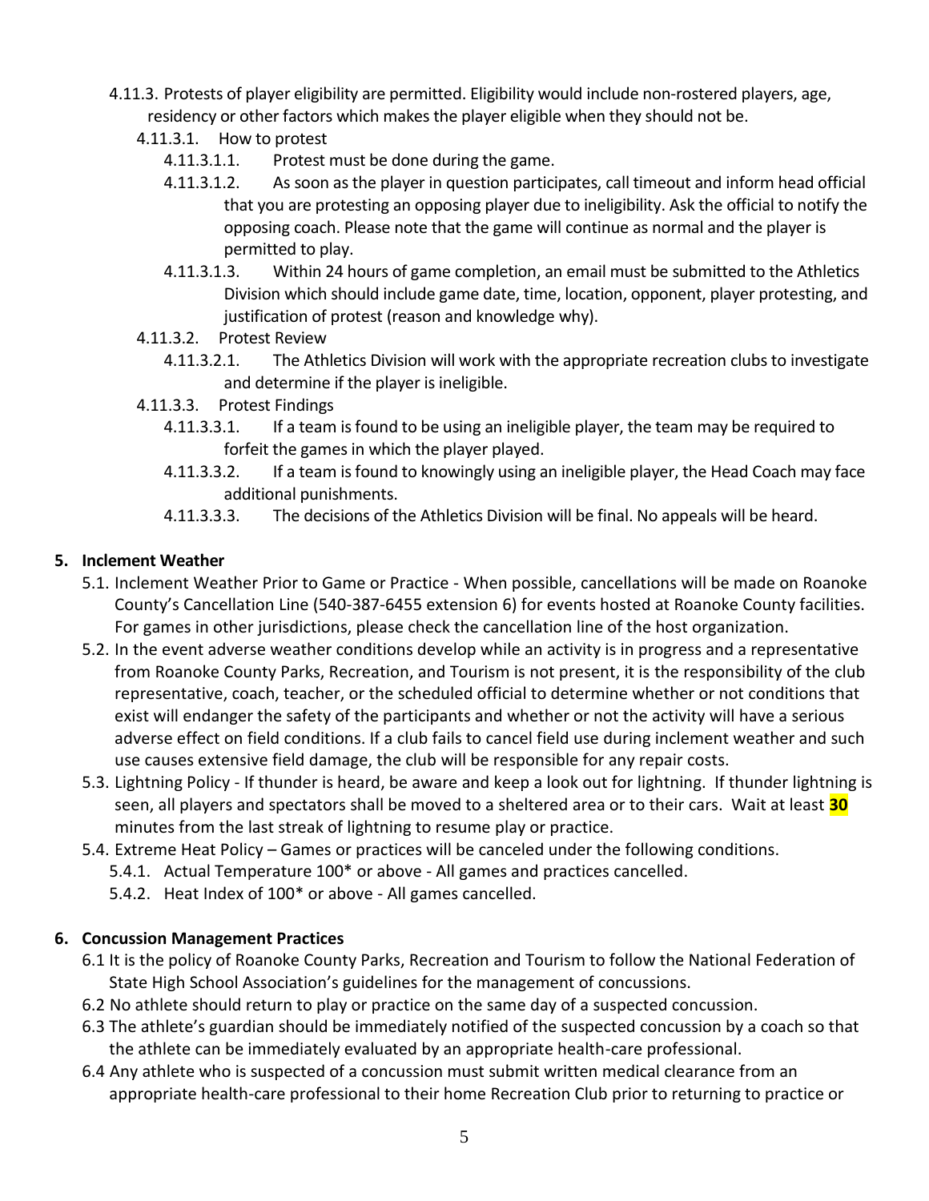4.11.3. Protests of player eligibility are permitted. Eligibility would include non-rostered players, age, residency or other factors which makes the player eligible when they should not be.

4.11.3.1. How to protest

4.11.3.1.1. Protest must be done during the game.

4.11.3.1.2. As soon as the player in question participates, call timeout and inform head official that you are protesting an opposing player due to ineligibility. Ask the official to notify the opposing coach. Please note that the game will continue as normal and the player is permitted to play.

4.11.3.1.3. Within 24 hours of game completion, an email must be submitted to the Athletics Division which should include game date, time, location, opponent, player protesting, and justification of protest (reason and knowledge why).

4.11.3.2. Protest Review

4.11.3.2.1. The Athletics Division will work with the appropriate recreation clubs to investigate and determine if the player is ineligible.

4.11.3.3. Protest Findings

4.11.3.3.1. If a team is found to be using an ineligible player, the team may be required to forfeit the games in which the player played.

4.11.3.3.2. If a team is found to knowingly using an ineligible player, the Head Coach may face additional punishments.

4.11.3.3.3. The decisions of the Athletics Division will be final. No appeals will be heard.

**5. Inclement Weather**

5.1. Inclement Weather Prior to Game or Practice - When possible, cancellations will be made on Roanoke County's Cancellation Line (540-387-6455 extension 6) for events hosted at Roanoke County facilities. For games in other jurisdictions, please check the cancellation line of the host organization.

5.2. In the event adverse weather conditions develop while an activity is in progress and a representative from Roanoke County Parks, Recreation, and Tourism is not present, it is the responsibility of the club representative, coach, teacher, or the scheduled official to determine whether or not conditions that exist will endanger the safety of the participants and whether or not the activity will have a serious adverse effect on field conditions. If a club fails to cancel field use during inclement weather and such use causes extensive field damage, the club will be responsible for any repair costs.

5.3. Lightning Policy - If thunder is heard, be aware and keep a look out for lightning. If thunder lightning is seen, all players and spectators shall be moved to a sheltered area or to their cars. Wait at least **30** minutes from the last streak of lightning to resume play or practice.

5.4. Extreme Heat Policy – Games or practices will be canceled under the following conditions.

5.4.1. Actual Temperature 100* or above - All games and practices cancelled.

5.4.2. Heat Index of 100* or above - All games cancelled.

**6. Concussion Management Practices**

6.1 It is the policy of Roanoke County Parks, Recreation and Tourism to follow the National Federation of State High School Association's guidelines for the management of concussions.

6.2 No athlete should return to play or practice on the same day of a suspected concussion.

6.3 The athlete's guardian should be immediately notified of the suspected concussion by a coach so that the athlete can be immediately evaluated by an appropriate health-care professional.

6.4 Any athlete who is suspected of a concussion must submit written medical clearance from an appropriate health-care professional to their home Recreation Club prior to returning to practice or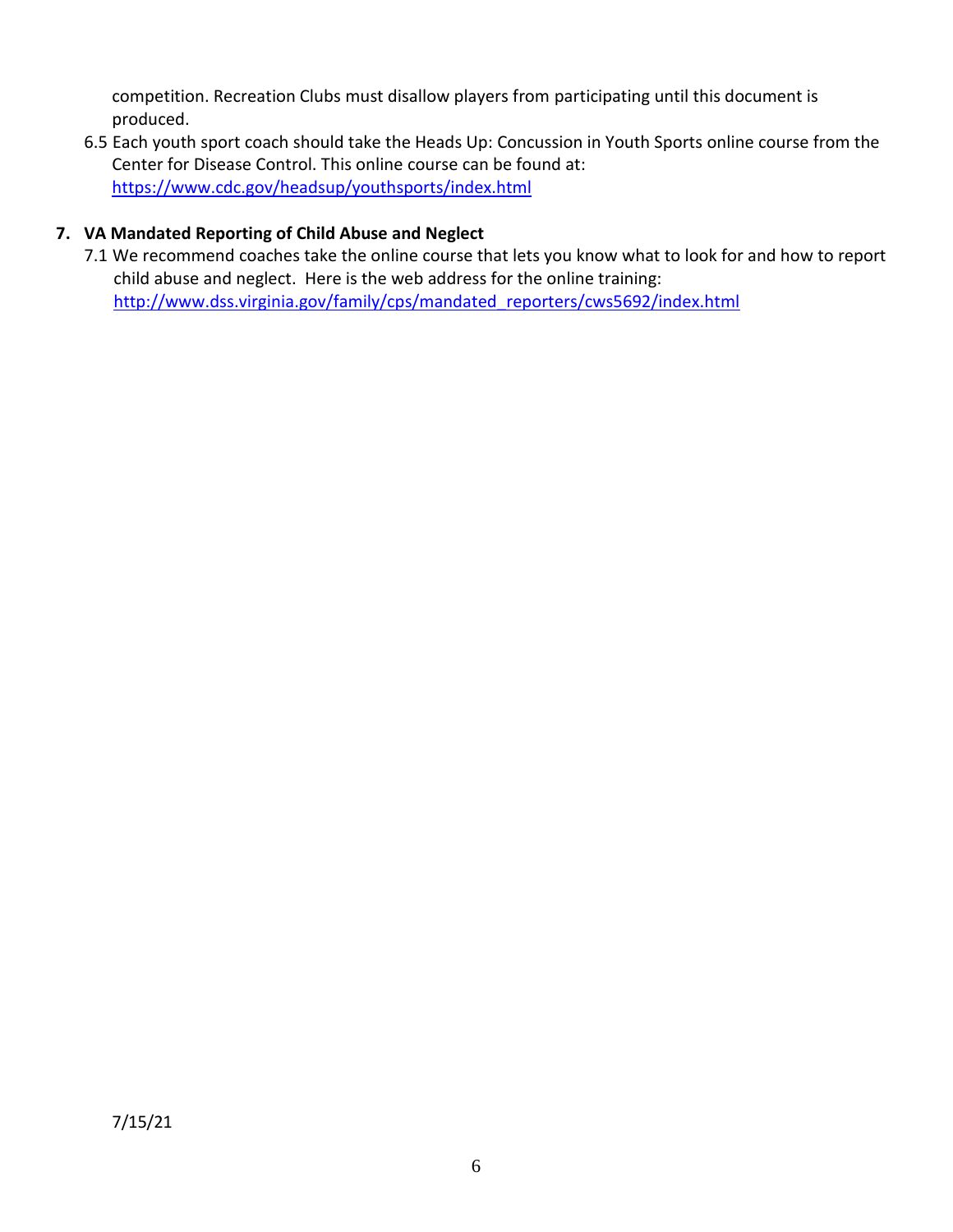competition. Recreation Clubs must disallow players from participating until this document is produced.

6.5 Each youth sport coach should take the Heads Up: Concussion in Youth Sports online course from the Center for Disease Control. This online course can be found at: https://www.cdc.gov/headsup/youthsports/index.html

## 7. VA Mandated Reporting of Child Abuse and Neglect

7.1 We recommend coaches take the online course that lets you know what to look for and how to report child abuse and neglect. Here is the web address for the online training: http://www.dss.virginia.gov/family/cps/mandated_reporters/cws5692/index.html

7/15/21